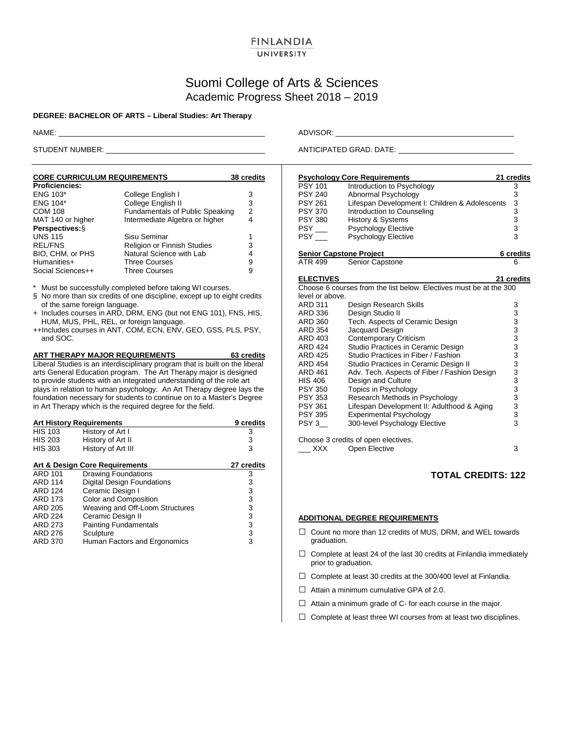FINLANDIA
UNIVERSITY

# Suomi College of Arts & Sciences
## Academic Progress Sheet 2018 – 2019

**DEGREE: BACHELOR OF ARTS – Liberal Studies: Art Therapy**

NAME: ______________________ ADVISOR: ______________________

STUDENT NUMBER: ______________________ ANTICIPATED GRAD. DATE: ______________________

### CORE CURRICULUM REQUIREMENTS — 38 credits

| Course | Title | Credits |
|---|---|---|
| **Proficiencies:** | | |
| ENG 103* | College English I | 3 |
| ENG 104* | College English II | 3 |
| COM 108 | Fundamentals of Public Speaking | 2 |
| MAT 140 or higher | Intermediate Algebra or higher | 4 |
| **Perspectives:**§ | | |
| UNS 115 | Sisu Seminar | 1 |
| REL/FNS | Religion or Finnish Studies | 3 |
| BIO, CHM, or PHS | Natural Science with Lab | 4 |
| Humanities+ | Three Courses | 9 |
| Social Sciences++ | Three Courses | 9 |

\* Must be successfully completed before taking WI courses.

§ No more than six credits of one discipline, except up to eight credits of the same foreign language.

+ Includes courses in ARD, DRM, ENG (but not ENG 101), FNS, HIS, HUM, MUS, PHL, REL, or foreign language.

++Includes courses in ANT, COM, ECN, ENV, GEO, GSS, PLS, PSY, and SOC.

### ART THERAPY MAJOR REQUIREMENTS — 63 credits

Liberal Studies is an interdisciplinary program that is built on the liberal arts General Education program. The Art Therapy major is designed to provide students with an integrated understanding of the role art plays in relation to human psychology. An Art Therapy degree lays the foundation necessary for students to continue on to a Master's Degree in Art Therapy which is the required degree for the field.

#### Art History Requirements — 9 credits

| Course | Title | Credits |
|---|---|---|
| HIS 103 | History of Art I | 3 |
| HIS 203 | History of Art II | 3 |
| HIS 303 | History of Art III | 3 |

#### Art & Design Core Requirements — 27 credits

| Course | Title | Credits |
|---|---|---|
| ARD 101 | Drawing Foundations | 3 |
| ARD 114 | Digital Design Foundations | 3 |
| ARD 124 | Ceramic Design I | 3 |
| ARD 173 | Color and Composition | 3 |
| ARD 205 | Weaving and Off-Loom Structures | 3 |
| ARD 224 | Ceramic Design II | 3 |
| ARD 273 | Painting Fundamentals | 3 |
| ARD 276 | Sculpture | 3 |
| ARD 370 | Human Factors and Ergonomics | 3 |

#### Psychology Core Requirements — 21 credits

| Course | Title | Credits |
|---|---|---|
| PSY 101 | Introduction to Psychology | 3 |
| PSY 240 | Abnormal Psychology | 3 |
| PSY 261 | Lifespan Development I: Children & Adolescents | 3 |
| PSY 370 | Introduction to Counseling | 3 |
| PSY 380 | History & Systems | 3 |
| PSY ___ | Psychology Elective | 3 |
| PSY ___ | Psychology Elective | 3 |

#### Senior Capstone Project — 6 credits

| Course | Title | Credits |
|---|---|---|
| ATR 499 | Senior Capstone | 6 |

#### ELECTIVES — 21 credits

Choose 6 courses from the list below. Electives must be at the 300 level or above.

| Course | Title | Credits |
|---|---|---|
| ARD 311 | Design Research Skills | 3 |
| ARD 336 | Design Studio II | 3 |
| ARD 360 | Tech. Aspects of Ceramic Design | 3 |
| ARD 354 | Jacquard Design | 3 |
| ARD 403 | Contemporary Criticism | 3 |
| ARD 424 | Studio Practices in Ceramic Design | 3 |
| ARD 425 | Studio Practices in Fiber / Fashion | 3 |
| ARD 454 | Studio Practices in Ceramic Design II | 3 |
| ARD 461 | Adv. Tech. Aspects of Fiber / Fashion Design | 3 |
| HIS 406 | Design and Culture | 3 |
| PSY 350 | Topics in Psychology | 3 |
| PSY 353 | Research Methods in Psychology | 3 |
| PSY 361 | Lifespan Development II: Adulthood & Aging | 3 |
| PSY 395 | Experimental Psychology | 3 |
| PSY 3__ | 300-level Psychology Elective | 3 |

Choose 3 credits of open electives.

| Course | Title | Credits |
|---|---|---|
| ___ XXX | Open Elective | 3 |

**TOTAL CREDITS: 122**

### ADDITIONAL DEGREE REQUIREMENTS

- ☐ Count no more than 12 credits of MUS, DRM, and WEL towards graduation.
- ☐ Complete at least 24 of the last 30 credits at Finlandia immediately prior to graduation.
- ☐ Complete at least 30 credits at the 300/400 level at Finlandia.
- ☐ Attain a minimum cumulative GPA of 2.0.
- ☐ Attain a minimum grade of C- for each course in the major.
- ☐ Complete at least three WI courses from at least two disciplines.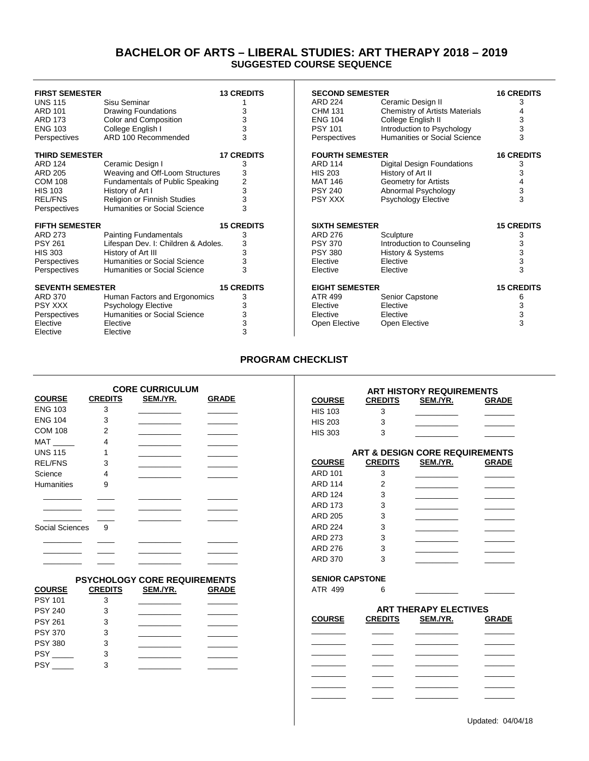# BACHELOR OF ARTS – LIBERAL STUDIES: ART THERAPY 2018 – 2019

## SUGGESTED COURSE SEQUENCE

| FIRST SEMESTER | | 13 CREDITS |
|---|---|---|
| UNS 115 | Sisu Seminar | 1 |
| ARD 101 | Drawing Foundations | 3 |
| ARD 173 | Color and Composition | 3 |
| ENG 103 | College English I | 3 |
| Perspectives | ARD 100 Recommended | 3 |

| SECOND SEMESTER | | 16 CREDITS |
|---|---|---|
| ARD 224 | Ceramic Design II | 3 |
| CHM 131 | Chemistry of Artists Materials | 4 |
| ENG 104 | College English II | 3 |
| PSY 101 | Introduction to Psychology | 3 |
| Perspectives | Humanities or Social Science | 3 |

| THIRD SEMESTER | | 17 CREDITS |
|---|---|---|
| ARD 124 | Ceramic Design I | 3 |
| ARD 205 | Weaving and Off-Loom Structures | 3 |
| COM 108 | Fundamentals of Public Speaking | 2 |
| HIS 103 | History of Art I | 3 |
| REL/FNS | Religion or Finnish Studies | 3 |
| Perspectives | Humanities or Social Science | 3 |

| FOURTH SEMESTER | | 16 CREDITS |
|---|---|---|
| ARD 114 | Digital Design Foundations | 3 |
| HIS 203 | History of Art II | 3 |
| MAT 146 | Geometry for Artists | 4 |
| PSY 240 | Abnormal Psychology | 3 |
| PSY XXX | Psychology Elective | 3 |

| FIFTH SEMESTER | | 15 CREDITS |
|---|---|---|
| ARD 273 | Painting Fundamentals | 3 |
| PSY 261 | Lifespan Dev. I: Children & Adoles. | 3 |
| HIS 303 | History of Art III | 3 |
| Perspectives | Humanities or Social Science | 3 |
| Perspectives | Humanities or Social Science | 3 |

| SIXTH SEMESTER | | 15 CREDITS |
|---|---|---|
| ARD 276 | Sculpture | 3 |
| PSY 370 | Introduction to Counseling | 3 |
| PSY 380 | History & Systems | 3 |
| Elective | Elective | 3 |
| Elective | Elective | 3 |

| SEVENTH SEMESTER | | 15 CREDITS |
|---|---|---|
| ARD 370 | Human Factors and Ergonomics | 3 |
| PSY XXX | Psychology Elective | 3 |
| Perspectives | Humanities or Social Science | 3 |
| Elective | Elective | 3 |
| Elective | Elective | 3 |

| EIGHT SEMESTER | | 15 CREDITS |
|---|---|---|
| ATR 499 | Senior Capstone | 6 |
| Elective | Elective | 3 |
| Elective | Elective | 3 |
| Open Elective | Open Elective | 3 |

## PROGRAM CHECKLIST

### CORE CURRICULUM

| COURSE | CREDITS | SEM./YR. | GRADE |
|---|---|---|---|
| ENG 103 | 3 | | |
| ENG 104 | 3 | | |
| COM 108 | 2 | | |
| MAT _____ | 4 | | |
| UNS 115 | 1 | | |
| REL/FNS | 3 | | |
| Science | 4 | | |
| Humanities | 9 | | |
| | | | |
| | | | |
| | | | |
| Social Sciences | 9 | | |
| | | | |
| | | | |
| | | | |

### PSYCHOLOGY CORE REQUIREMENTS

| COURSE | CREDITS | SEM./YR. | GRADE |
|---|---|---|---|
| PSY 101 | 3 | | |
| PSY 240 | 3 | | |
| PSY 261 | 3 | | |
| PSY 370 | 3 | | |
| PSY 380 | 3 | | |
| PSY _____ | 3 | | |
| PSY _____ | 3 | | |

### ART HISTORY REQUIREMENTS

| COURSE | CREDITS | SEM./YR. | GRADE |
|---|---|---|---|
| HIS 103 | 3 | | |
| HIS 203 | 3 | | |
| HIS 303 | 3 | | |

### ART & DESIGN CORE REQUIREMENTS

| COURSE | CREDITS | SEM./YR. | GRADE |
|---|---|---|---|
| ARD 101 | 3 | | |
| ARD 114 | 2 | | |
| ARD 124 | 3 | | |
| ARD 173 | 3 | | |
| ARD 205 | 3 | | |
| ARD 224 | 3 | | |
| ARD 273 | 3 | | |
| ARD 276 | 3 | | |
| ARD 370 | 3 | | |

### SENIOR CAPSTONE

| | | | |
|---|---|---|---|
| ATR 499 | 6 | | |

### ART THERAPY ELECTIVES

| COURSE | CREDITS | SEM./YR. | GRADE |
|---|---|---|---|
| | | | |
| | | | |
| | | | |
| | | | |
| | | | |
| | | | |

Updated: 04/04/18